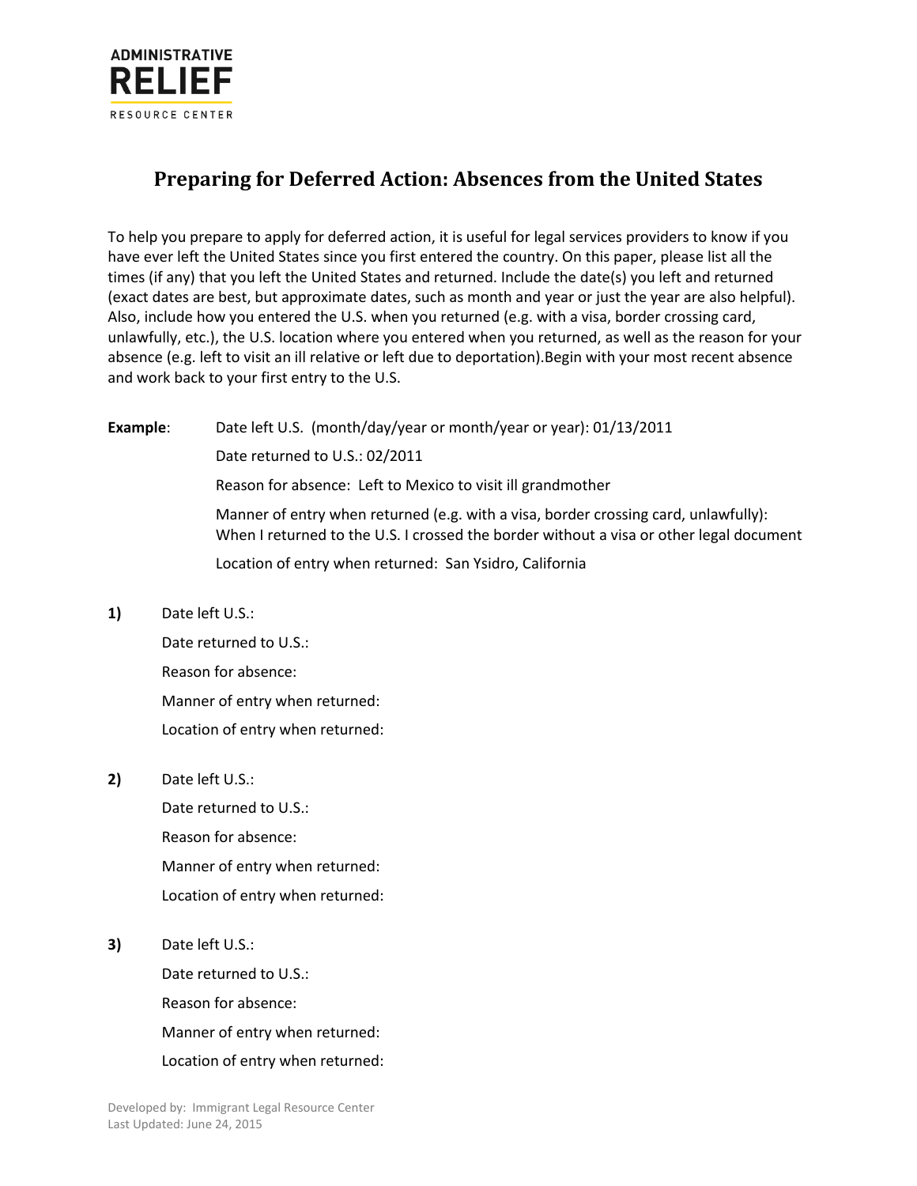**ADMINISTRATIVE RELIEF**
RESOURCE CENTER

# Preparing for Deferred Action: Absences from the United States

To help you prepare to apply for deferred action, it is useful for legal services providers to know if you have ever left the United States since you first entered the country. On this paper, please list all the times (if any) that you left the United States and returned. Include the date(s) you left and returned (exact dates are best, but approximate dates, such as month and year or just the year are also helpful). Also, include how you entered the U.S. when you returned (e.g. with a visa, border crossing card, unlawfully, etc.), the U.S. location where you entered when you returned, as well as the reason for your absence (e.g. left to visit an ill relative or left due to deportation).Begin with your most recent absence and work back to your first entry to the U.S.

**Example**:

Date left U.S. (month/day/year or month/year or year): 01/13/2011

Date returned to U.S.: 02/2011

Reason for absence: Left to Mexico to visit ill grandmother

Manner of entry when returned (e.g. with a visa, border crossing card, unlawfully): When I returned to the U.S. I crossed the border without a visa or other legal document

Location of entry when returned: San Ysidro, California

**1)** Date left U.S.:

Date returned to U.S.:

Reason for absence:

Manner of entry when returned:

Location of entry when returned:

**2)** Date left U.S.:

Date returned to U.S.:

Reason for absence:

Manner of entry when returned:

Location of entry when returned:

**3)** Date left U.S.:

Date returned to U.S.:

Reason for absence:

Manner of entry when returned:

Location of entry when returned:

Developed by: Immigrant Legal Resource Center
Last Updated: June 24, 2015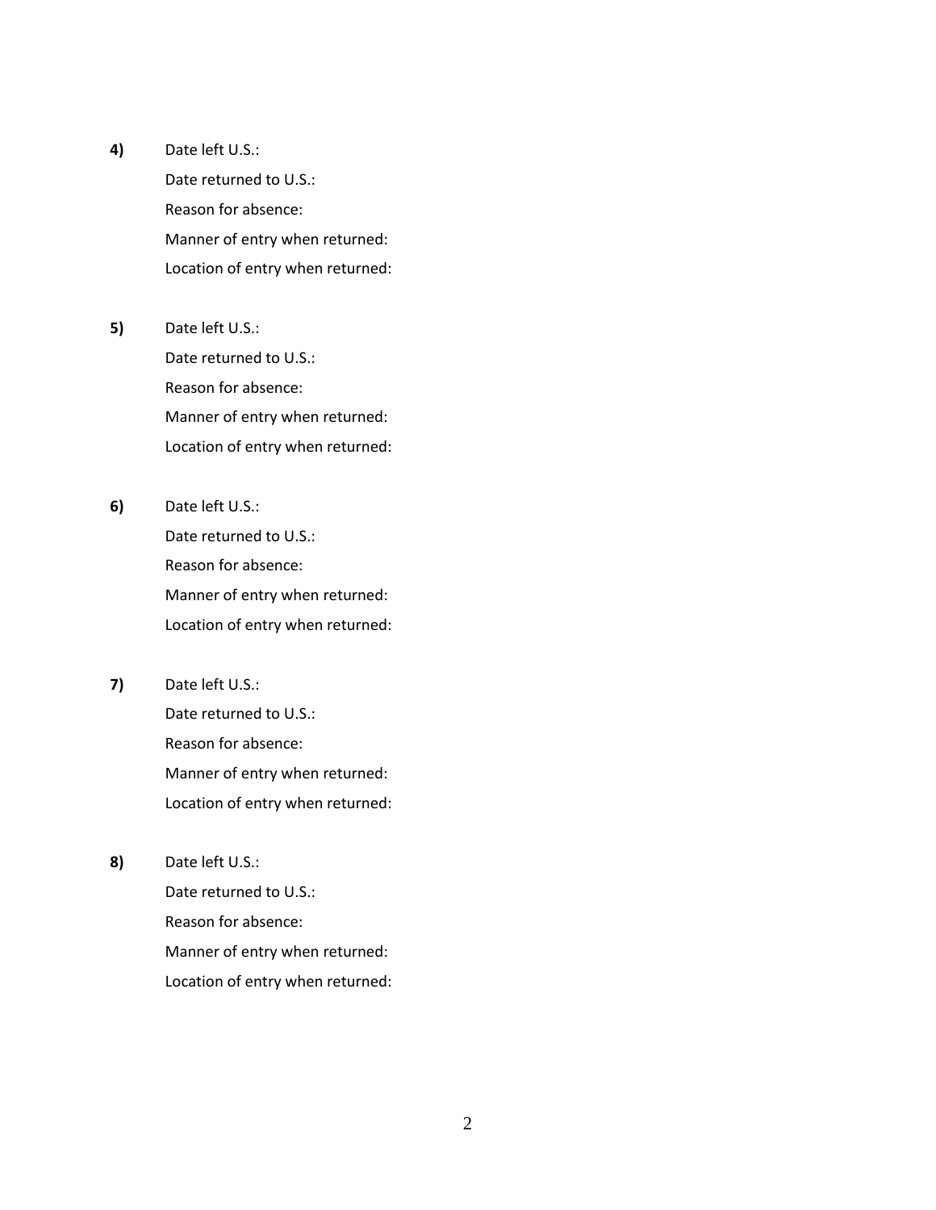**4)** Date left U.S.:

Date returned to U.S.:

Reason for absence:

Manner of entry when returned:

Location of entry when returned:

**5)** Date left U.S.:

Date returned to U.S.:

Reason for absence:

Manner of entry when returned:

Location of entry when returned:

**6)** Date left U.S.:

Date returned to U.S.:

Reason for absence:

Manner of entry when returned:

Location of entry when returned:

**7)** Date left U.S.:

Date returned to U.S.:

Reason for absence:

Manner of entry when returned:

Location of entry when returned:

**8)** Date left U.S.:

Date returned to U.S.:

Reason for absence:

Manner of entry when returned:

Location of entry when returned: